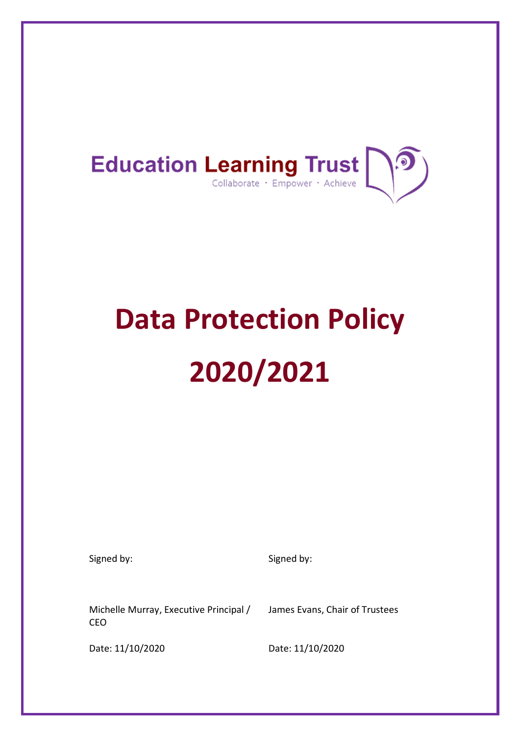Education Learning Trust

Collaborate · Empower · Achieve

# Data Protection Policy

# 2020/2021

| Signed by: | Signed by: |
| --- | --- |
| Michelle Murray, Executive Principal / CEO | James Evans, Chair of Trustees |
| Date: 11/10/2020 | Date: 11/10/2020 |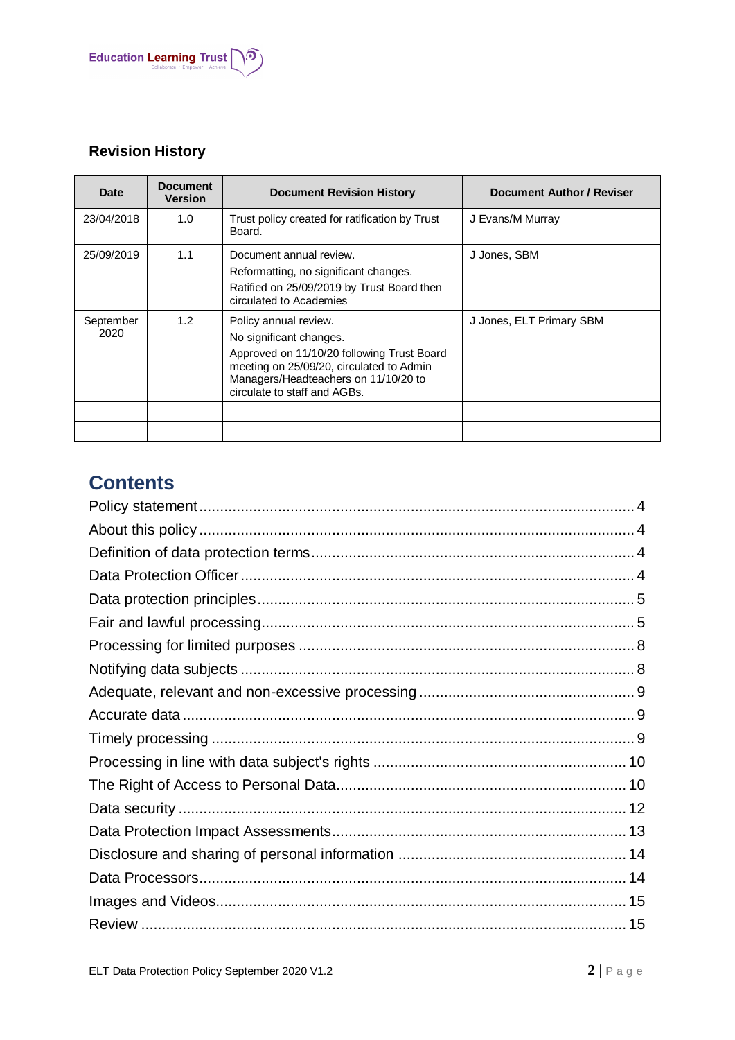## Revision History

| Date | Document Version | Document Revision History | Document Author / Reviser |
|---|---|---|---|
| 23/04/2018 | 1.0 | Trust policy created for ratification by Trust Board. | J Evans/M Murray |
| 25/09/2019 | 1.1 | Document annual review.<br>Reformatting, no significant changes.<br>Ratified on 25/09/2019 by Trust Board then circulated to Academies | J Jones, SBM |
| September 2020 | 1.2 | Policy annual review.<br>No significant changes.<br>Approved on 11/10/20 following Trust Board meeting on 25/09/20, circulated to Admin Managers/Headteachers on 11/10/20 to circulate to staff and AGBs. | J Jones, ELT Primary SBM |
| | | | |
| | | | |

## Contents

- Policy statement ..... 4
- About this policy ..... 4
- Definition of data protection terms ..... 4
- Data Protection Officer ..... 4
- Data protection principles ..... 5
- Fair and lawful processing ..... 5
- Processing for limited purposes ..... 8
- Notifying data subjects ..... 8
- Adequate, relevant and non-excessive processing ..... 9
- Accurate data ..... 9
- Timely processing ..... 9
- Processing in line with data subject's rights ..... 10
- The Right of Access to Personal Data ..... 10
- Data security ..... 12
- Data Protection Impact Assessments ..... 13
- Disclosure and sharing of personal information ..... 14
- Data Processors ..... 14
- Images and Videos ..... 15
- Review ..... 15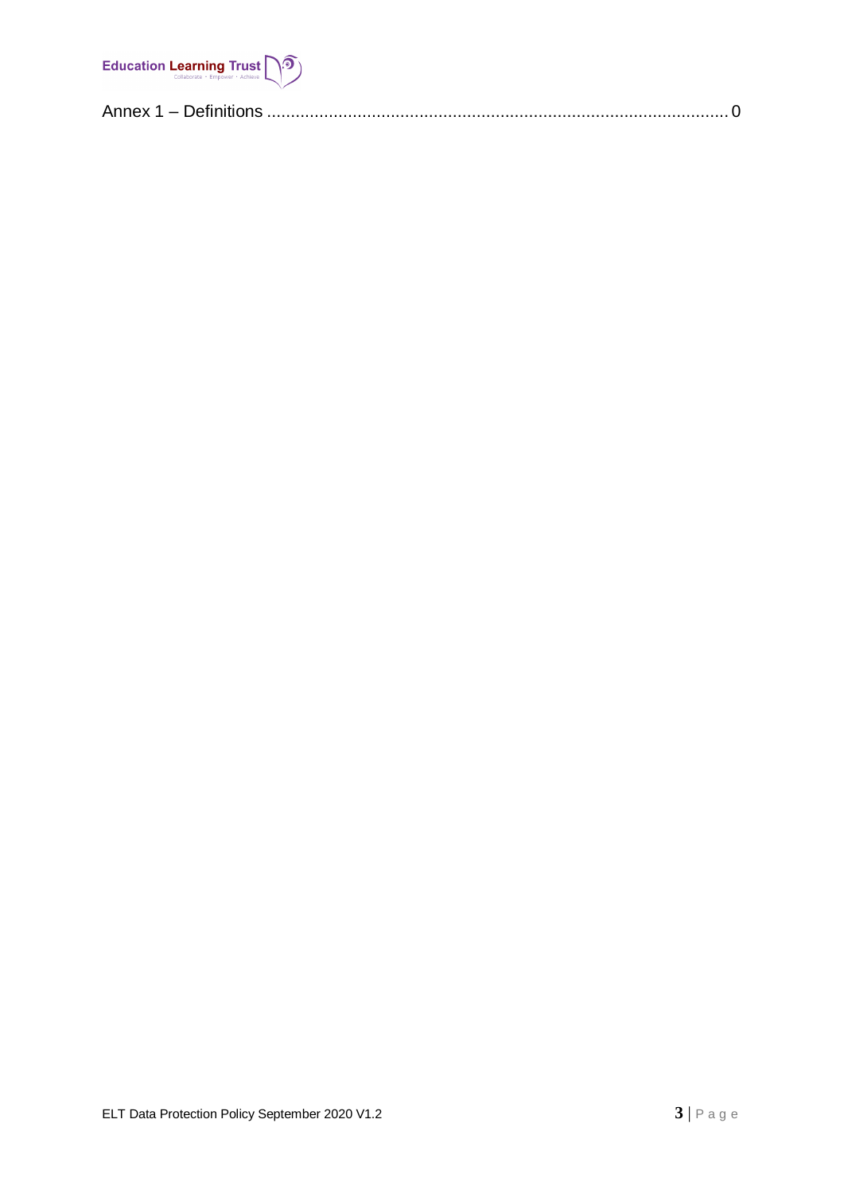Annex 1 – Definitions ............................................................................................. 0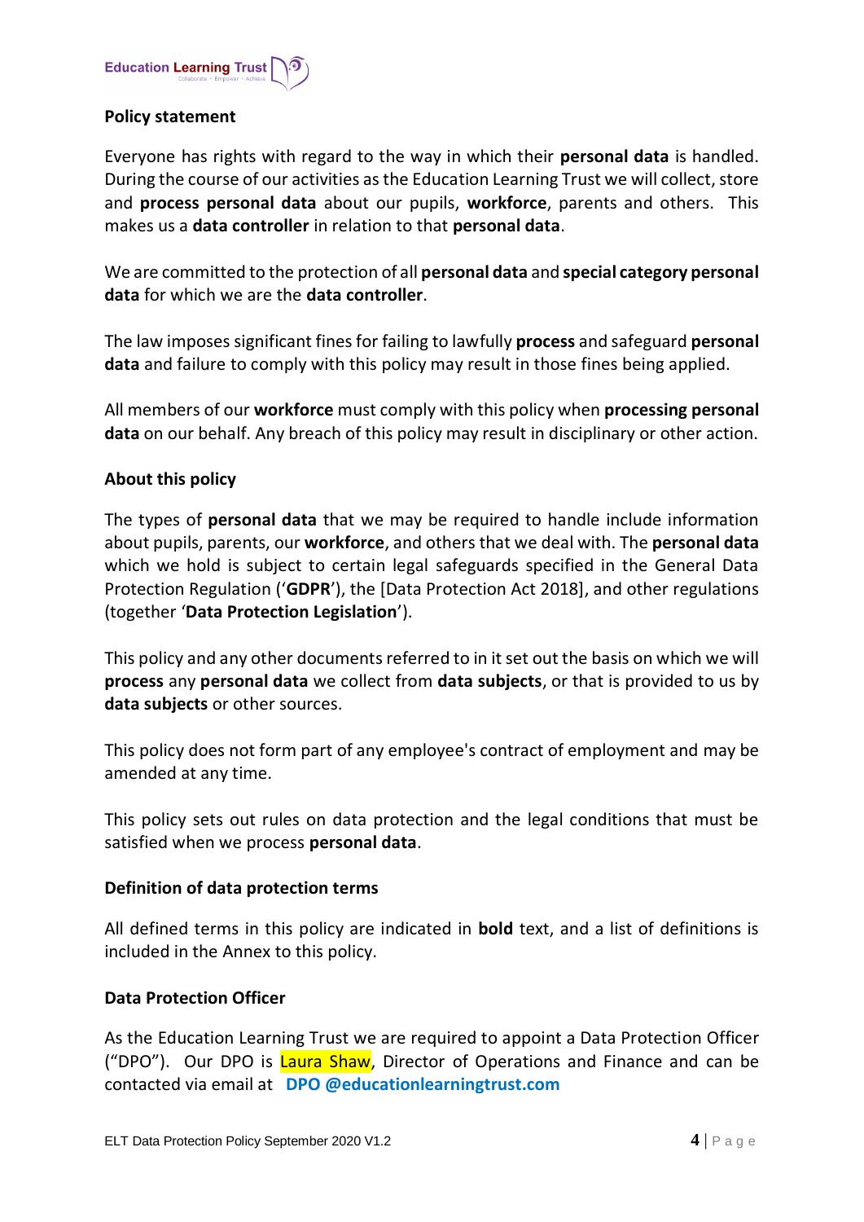**Policy statement**

Everyone has rights with regard to the way in which their **personal data** is handled. During the course of our activities as the Education Learning Trust we will collect, store and **process personal data** about our pupils, **workforce**, parents and others. This makes us a **data controller** in relation to that **personal data**.

We are committed to the protection of all **personal data** and **special category personal data** for which we are the **data controller**.

The law imposes significant fines for failing to lawfully **process** and safeguard **personal data** and failure to comply with this policy may result in those fines being applied.

All members of our **workforce** must comply with this policy when **processing personal data** on our behalf. Any breach of this policy may result in disciplinary or other action.

**About this policy**

The types of **personal data** that we may be required to handle include information about pupils, parents, our **workforce**, and others that we deal with. The **personal data** which we hold is subject to certain legal safeguards specified in the General Data Protection Regulation ('**GDPR**'), the [Data Protection Act 2018], and other regulations (together '**Data Protection Legislation**').

This policy and any other documents referred to in it set out the basis on which we will **process** any **personal data** we collect from **data subjects**, or that is provided to us by **data subjects** or other sources.

This policy does not form part of any employee's contract of employment and may be amended at any time.

This policy sets out rules on data protection and the legal conditions that must be satisfied when we process **personal data**.

**Definition of data protection terms**

All defined terms in this policy are indicated in **bold** text, and a list of definitions is included in the Annex to this policy.

**Data Protection Officer**

As the Education Learning Trust we are required to appoint a Data Protection Officer ("DPO"). Our DPO is Laura Shaw, Director of Operations and Finance and can be contacted via email at **DPO @educationlearningtrust.com**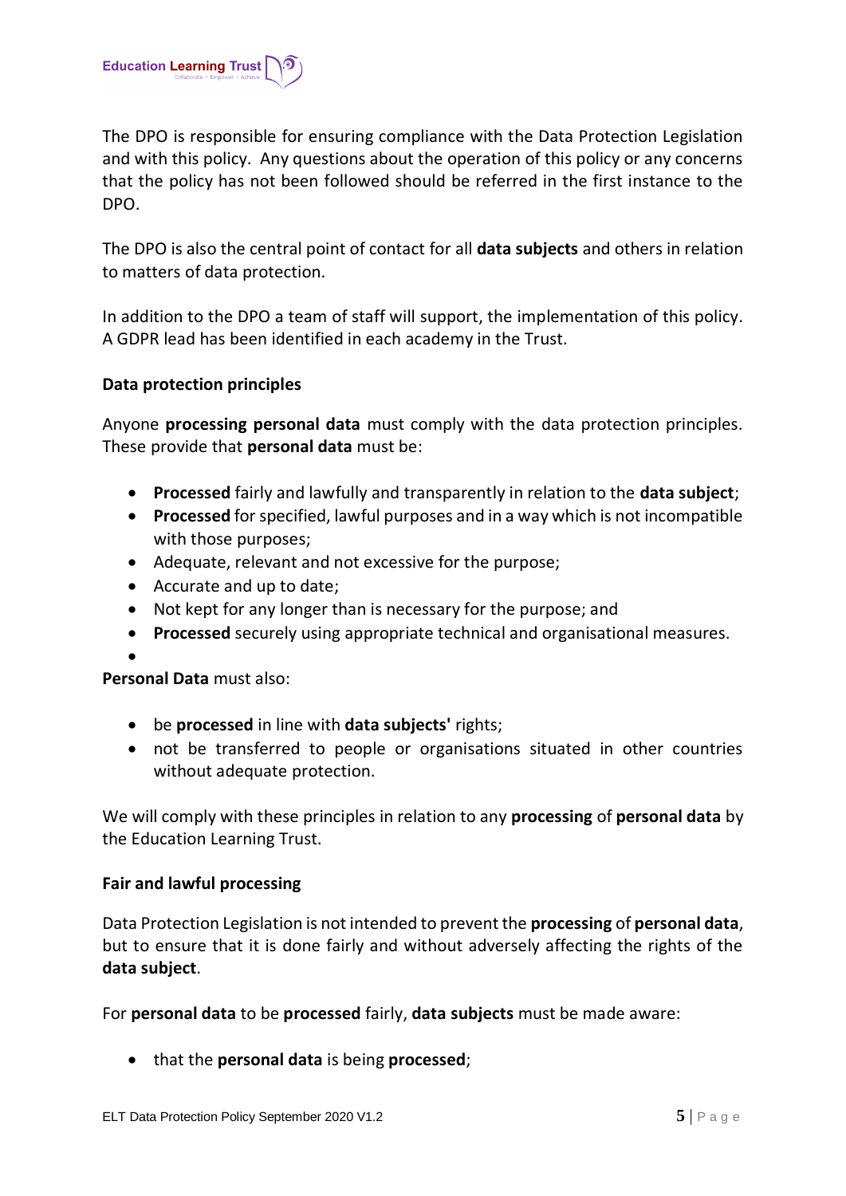The DPO is responsible for ensuring compliance with the Data Protection Legislation and with this policy. Any questions about the operation of this policy or any concerns that the policy has not been followed should be referred in the first instance to the DPO.

The DPO is also the central point of contact for all **data subjects** and others in relation to matters of data protection.

In addition to the DPO a team of staff will support, the implementation of this policy. A GDPR lead has been identified in each academy in the Trust.

**Data protection principles**

Anyone **processing personal data** must comply with the data protection principles. These provide that **personal data** must be:

- **Processed** fairly and lawfully and transparently in relation to the **data subject**;
- **Processed** for specified, lawful purposes and in a way which is not incompatible with those purposes;
- Adequate, relevant and not excessive for the purpose;
- Accurate and up to date;
- Not kept for any longer than is necessary for the purpose; and
- **Processed** securely using appropriate technical and organisational measures.

**Personal Data** must also:

- be **processed** in line with **data subjects'** rights;
- not be transferred to people or organisations situated in other countries without adequate protection.

We will comply with these principles in relation to any **processing** of **personal data** by the Education Learning Trust.

**Fair and lawful processing**

Data Protection Legislation is not intended to prevent the **processing** of **personal data**, but to ensure that it is done fairly and without adversely affecting the rights of the **data subject**.

For **personal data** to be **processed** fairly, **data subjects** must be made aware:

- that the **personal data** is being **processed**;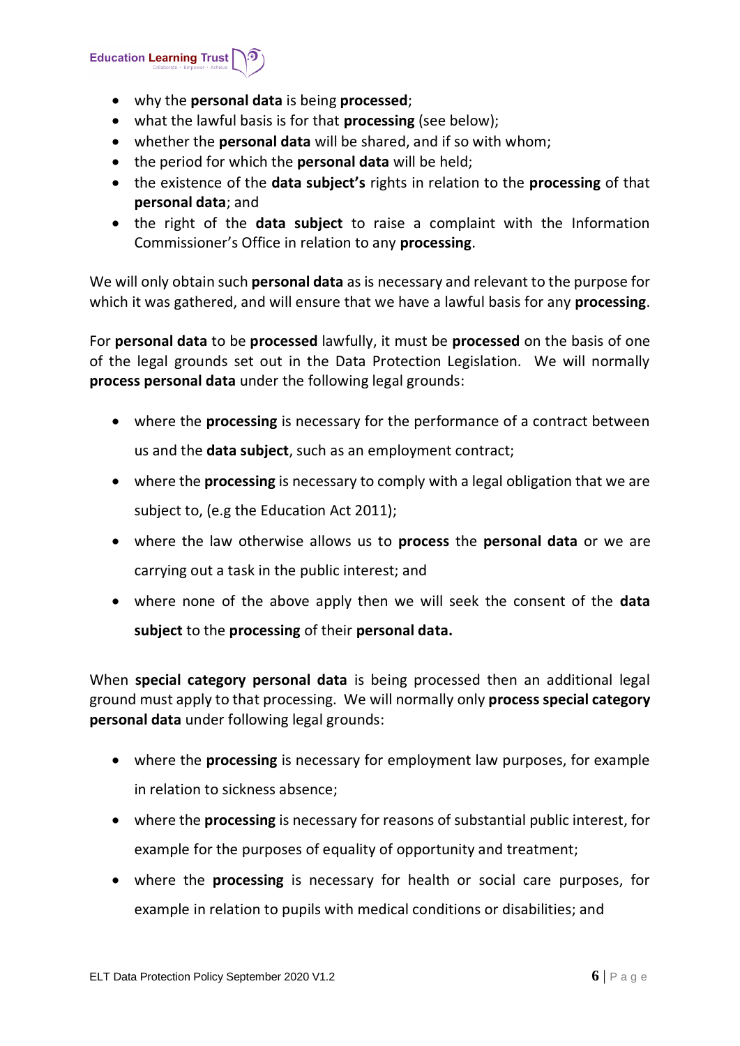- why the **personal data** is being **processed**;
- what the lawful basis is for that **processing** (see below);
- whether the **personal data** will be shared, and if so with whom;
- the period for which the **personal data** will be held;
- the existence of the **data subject's** rights in relation to the **processing** of that **personal data**; and
- the right of the **data subject** to raise a complaint with the Information Commissioner's Office in relation to any **processing**.

We will only obtain such **personal data** as is necessary and relevant to the purpose for which it was gathered, and will ensure that we have a lawful basis for any **processing**.

For **personal data** to be **processed** lawfully, it must be **processed** on the basis of one of the legal grounds set out in the Data Protection Legislation. We will normally **process personal data** under the following legal grounds:

- where the **processing** is necessary for the performance of a contract between us and the **data subject**, such as an employment contract;
- where the **processing** is necessary to comply with a legal obligation that we are subject to, (e.g the Education Act 2011);
- where the law otherwise allows us to **process** the **personal data** or we are carrying out a task in the public interest; and
- where none of the above apply then we will seek the consent of the **data subject** to the **processing** of their **personal data.**

When **special category personal data** is being processed then an additional legal ground must apply to that processing. We will normally only **process special category personal data** under following legal grounds:

- where the **processing** is necessary for employment law purposes, for example in relation to sickness absence;
- where the **processing** is necessary for reasons of substantial public interest, for example for the purposes of equality of opportunity and treatment;
- where the **processing** is necessary for health or social care purposes, for example in relation to pupils with medical conditions or disabilities; and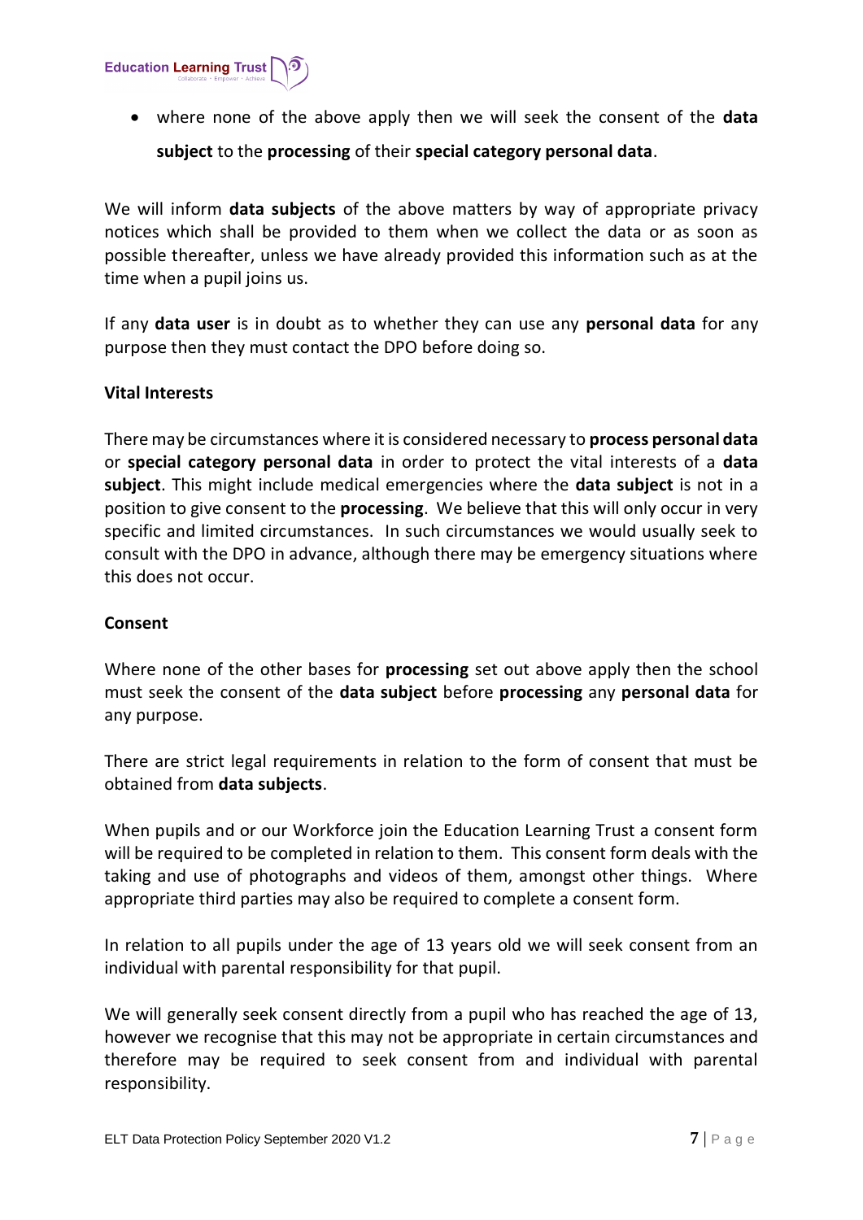- where none of the above apply then we will seek the consent of the **data subject** to the **processing** of their **special category personal data**.

We will inform **data subjects** of the above matters by way of appropriate privacy notices which shall be provided to them when we collect the data or as soon as possible thereafter, unless we have already provided this information such as at the time when a pupil joins us.

If any **data user** is in doubt as to whether they can use any **personal data** for any purpose then they must contact the DPO before doing so.

**Vital Interests**

There may be circumstances where it is considered necessary to **process personal data** or **special category personal data** in order to protect the vital interests of a **data subject**. This might include medical emergencies where the **data subject** is not in a position to give consent to the **processing**. We believe that this will only occur in very specific and limited circumstances. In such circumstances we would usually seek to consult with the DPO in advance, although there may be emergency situations where this does not occur.

**Consent**

Where none of the other bases for **processing** set out above apply then the school must seek the consent of the **data subject** before **processing** any **personal data** for any purpose.

There are strict legal requirements in relation to the form of consent that must be obtained from **data subjects**.

When pupils and or our Workforce join the Education Learning Trust a consent form will be required to be completed in relation to them. This consent form deals with the taking and use of photographs and videos of them, amongst other things. Where appropriate third parties may also be required to complete a consent form.

In relation to all pupils under the age of 13 years old we will seek consent from an individual with parental responsibility for that pupil.

We will generally seek consent directly from a pupil who has reached the age of 13, however we recognise that this may not be appropriate in certain circumstances and therefore may be required to seek consent from and individual with parental responsibility.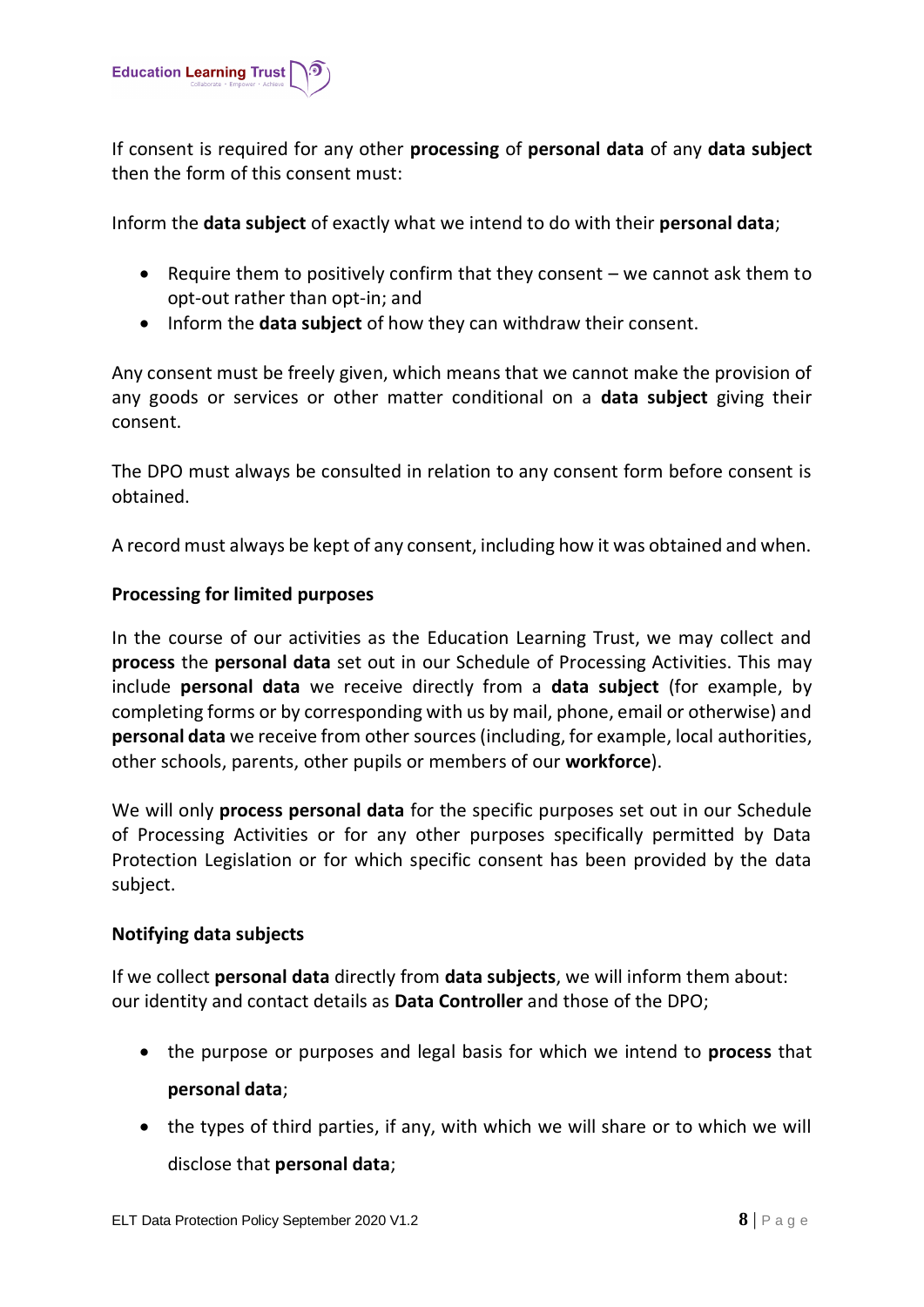If consent is required for any other **processing** of **personal data** of any **data subject** then the form of this consent must:

Inform the **data subject** of exactly what we intend to do with their **personal data**;

- Require them to positively confirm that they consent – we cannot ask them to opt-out rather than opt-in; and
- Inform the **data subject** of how they can withdraw their consent.

Any consent must be freely given, which means that we cannot make the provision of any goods or services or other matter conditional on a **data subject** giving their consent.

The DPO must always be consulted in relation to any consent form before consent is obtained.

A record must always be kept of any consent, including how it was obtained and when.

**Processing for limited purposes**

In the course of our activities as the Education Learning Trust, we may collect and **process** the **personal data** set out in our Schedule of Processing Activities. This may include **personal data** we receive directly from a **data subject** (for example, by completing forms or by corresponding with us by mail, phone, email or otherwise) and **personal data** we receive from other sources (including, for example, local authorities, other schools, parents, other pupils or members of our **workforce**).

We will only **process personal data** for the specific purposes set out in our Schedule of Processing Activities or for any other purposes specifically permitted by Data Protection Legislation or for which specific consent has been provided by the data subject.

**Notifying data subjects**

If we collect **personal data** directly from **data subjects**, we will inform them about: our identity and contact details as **Data Controller** and those of the DPO;

- the purpose or purposes and legal basis for which we intend to **process** that **personal data**;
- the types of third parties, if any, with which we will share or to which we will disclose that **personal data**;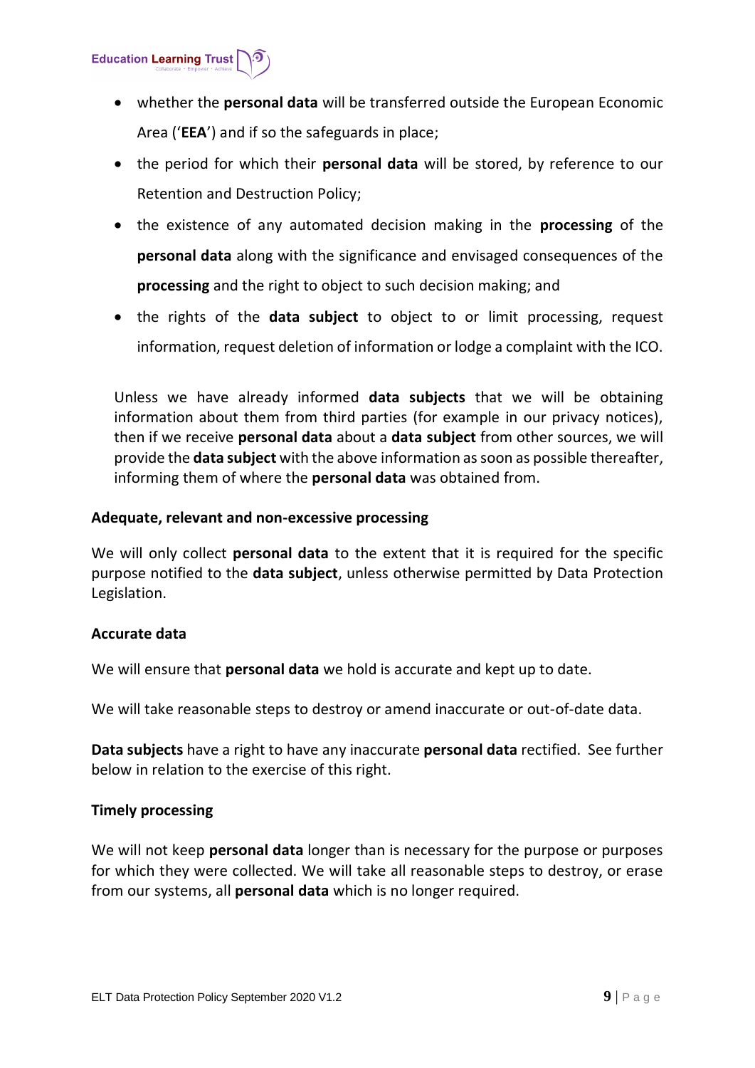- whether the **personal data** will be transferred outside the European Economic Area ('**EEA**') and if so the safeguards in place;
- the period for which their **personal data** will be stored, by reference to our Retention and Destruction Policy;
- the existence of any automated decision making in the **processing** of the **personal data** along with the significance and envisaged consequences of the **processing** and the right to object to such decision making; and
- the rights of the **data subject** to object to or limit processing, request information, request deletion of information or lodge a complaint with the ICO.

Unless we have already informed **data subjects** that we will be obtaining information about them from third parties (for example in our privacy notices), then if we receive **personal data** about a **data subject** from other sources, we will provide the **data subject** with the above information as soon as possible thereafter, informing them of where the **personal data** was obtained from.

**Adequate, relevant and non-excessive processing**

We will only collect **personal data** to the extent that it is required for the specific purpose notified to the **data subject**, unless otherwise permitted by Data Protection Legislation.

**Accurate data**

We will ensure that **personal data** we hold is accurate and kept up to date.

We will take reasonable steps to destroy or amend inaccurate or out-of-date data.

**Data subjects** have a right to have any inaccurate **personal data** rectified. See further below in relation to the exercise of this right.

**Timely processing**

We will not keep **personal data** longer than is necessary for the purpose or purposes for which they were collected. We will take all reasonable steps to destroy, or erase from our systems, all **personal data** which is no longer required.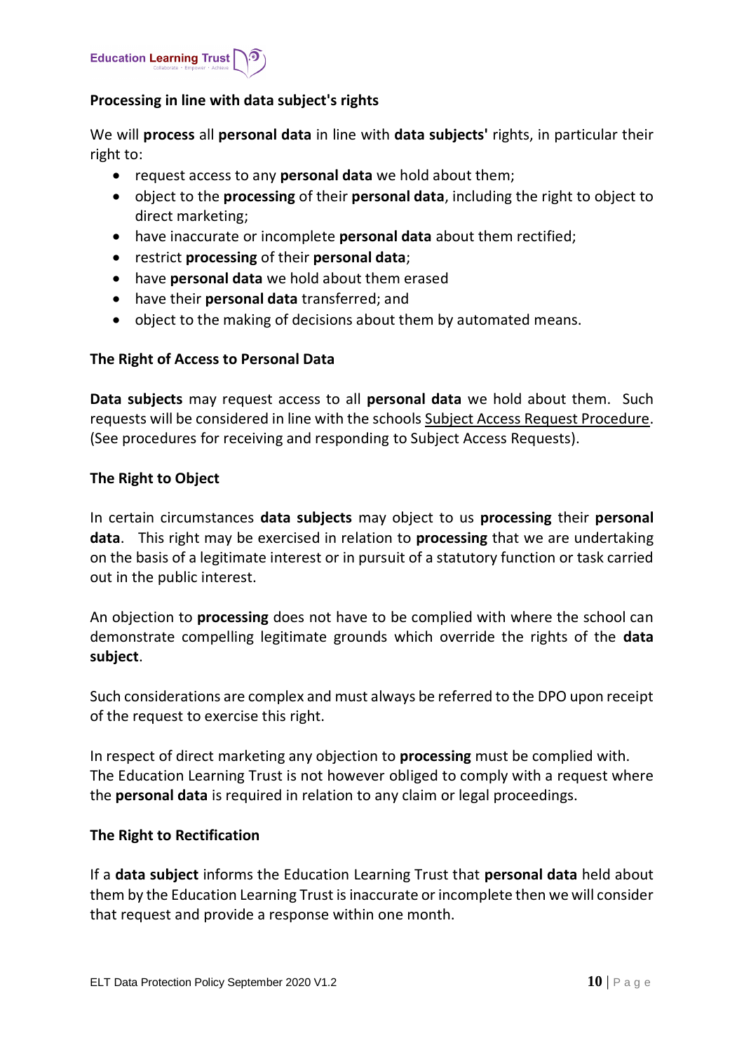**Processing in line with data subject's rights**

We will **process** all **personal data** in line with **data subjects'** rights, in particular their right to:

- request access to any **personal data** we hold about them;
- object to the **processing** of their **personal data**, including the right to object to direct marketing;
- have inaccurate or incomplete **personal data** about them rectified;
- restrict **processing** of their **personal data**;
- have **personal data** we hold about them erased
- have their **personal data** transferred; and
- object to the making of decisions about them by automated means.

**The Right of Access to Personal Data**

**Data subjects** may request access to all **personal data** we hold about them. Such requests will be considered in line with the schools Subject Access Request Procedure. (See procedures for receiving and responding to Subject Access Requests).

**The Right to Object**

In certain circumstances **data subjects** may object to us **processing** their **personal data**. This right may be exercised in relation to **processing** that we are undertaking on the basis of a legitimate interest or in pursuit of a statutory function or task carried out in the public interest.

An objection to **processing** does not have to be complied with where the school can demonstrate compelling legitimate grounds which override the rights of the **data subject**.

Such considerations are complex and must always be referred to the DPO upon receipt of the request to exercise this right.

In respect of direct marketing any objection to **processing** must be complied with. The Education Learning Trust is not however obliged to comply with a request where the **personal data** is required in relation to any claim or legal proceedings.

**The Right to Rectification**

If a **data subject** informs the Education Learning Trust that **personal data** held about them by the Education Learning Trust is inaccurate or incomplete then we will consider that request and provide a response within one month.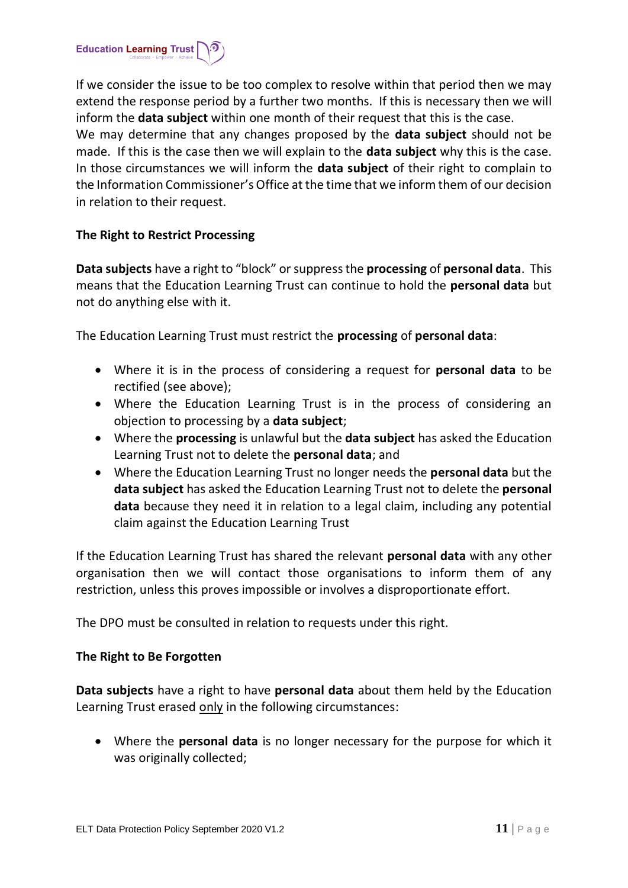If we consider the issue to be too complex to resolve within that period then we may extend the response period by a further two months. If this is necessary then we will inform the **data subject** within one month of their request that this is the case.
We may determine that any changes proposed by the **data subject** should not be made. If this is the case then we will explain to the **data subject** why this is the case. In those circumstances we will inform the **data subject** of their right to complain to the Information Commissioner's Office at the time that we inform them of our decision in relation to their request.

**The Right to Restrict Processing**

**Data subjects** have a right to "block" or suppress the **processing** of **personal data**. This means that the Education Learning Trust can continue to hold the **personal data** but not do anything else with it.

The Education Learning Trust must restrict the **processing** of **personal data**:

- Where it is in the process of considering a request for **personal data** to be rectified (see above);
- Where the Education Learning Trust is in the process of considering an objection to processing by a **data subject**;
- Where the **processing** is unlawful but the **data subject** has asked the Education Learning Trust not to delete the **personal data**; and
- Where the Education Learning Trust no longer needs the **personal data** but the **data subject** has asked the Education Learning Trust not to delete the **personal data** because they need it in relation to a legal claim, including any potential claim against the Education Learning Trust

If the Education Learning Trust has shared the relevant **personal data** with any other organisation then we will contact those organisations to inform them of any restriction, unless this proves impossible or involves a disproportionate effort.

The DPO must be consulted in relation to requests under this right.

**The Right to Be Forgotten**

**Data subjects** have a right to have **personal data** about them held by the Education Learning Trust erased <u>only</u> in the following circumstances:

- Where the **personal data** is no longer necessary for the purpose for which it was originally collected;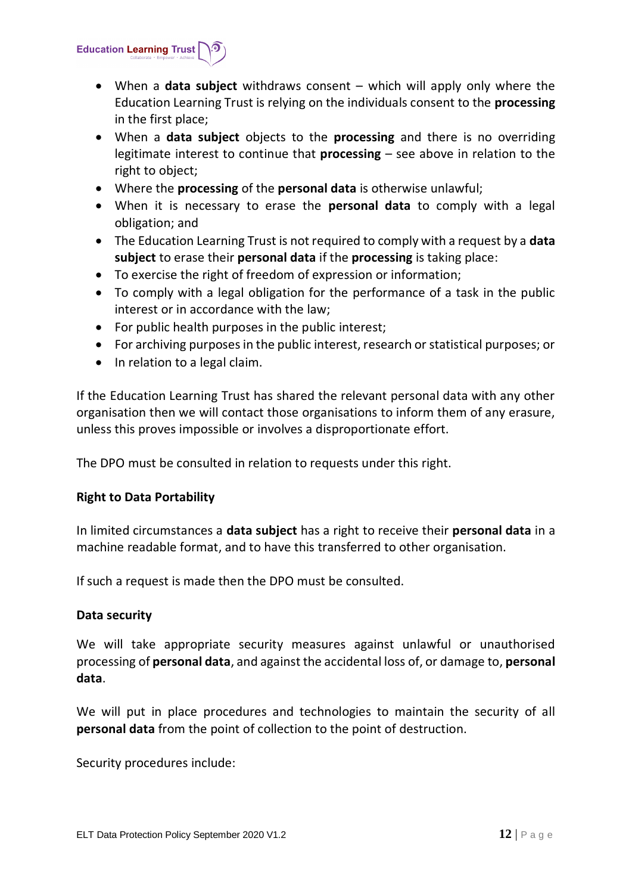- When a **data subject** withdraws consent – which will apply only where the Education Learning Trust is relying on the individuals consent to the **processing** in the first place;
- When a **data subject** objects to the **processing** and there is no overriding legitimate interest to continue that **processing** – see above in relation to the right to object;
- Where the **processing** of the **personal data** is otherwise unlawful;
- When it is necessary to erase the **personal data** to comply with a legal obligation; and
- The Education Learning Trust is not required to comply with a request by a **data subject** to erase their **personal data** if the **processing** is taking place:
- To exercise the right of freedom of expression or information;
- To comply with a legal obligation for the performance of a task in the public interest or in accordance with the law;
- For public health purposes in the public interest;
- For archiving purposes in the public interest, research or statistical purposes; or
- In relation to a legal claim.

If the Education Learning Trust has shared the relevant personal data with any other organisation then we will contact those organisations to inform them of any erasure, unless this proves impossible or involves a disproportionate effort.

The DPO must be consulted in relation to requests under this right.

**Right to Data Portability**

In limited circumstances a **data subject** has a right to receive their **personal data** in a machine readable format, and to have this transferred to other organisation.

If such a request is made then the DPO must be consulted.

**Data security**

We will take appropriate security measures against unlawful or unauthorised processing of **personal data**, and against the accidental loss of, or damage to, **personal data**.

We will put in place procedures and technologies to maintain the security of all **personal data** from the point of collection to the point of destruction.

Security procedures include: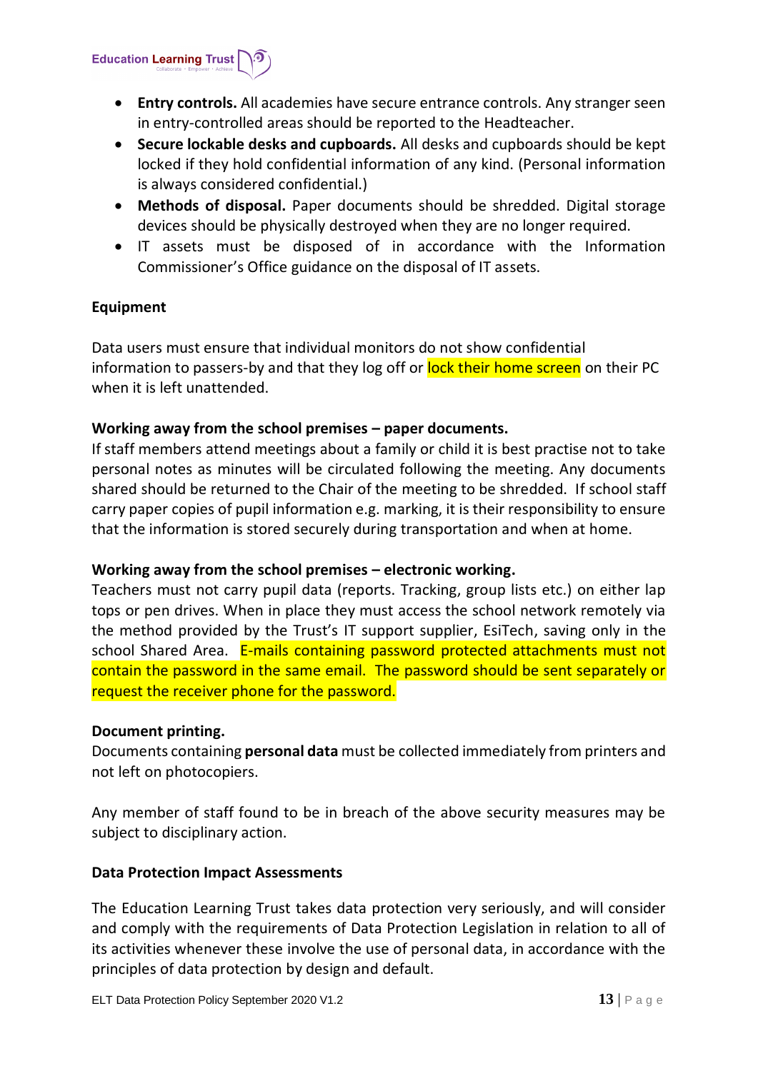- **Entry controls.** All academies have secure entrance controls. Any stranger seen in entry-controlled areas should be reported to the Headteacher.
- **Secure lockable desks and cupboards.** All desks and cupboards should be kept locked if they hold confidential information of any kind. (Personal information is always considered confidential.)
- **Methods of disposal.** Paper documents should be shredded. Digital storage devices should be physically destroyed when they are no longer required.
- IT assets must be disposed of in accordance with the Information Commissioner's Office guidance on the disposal of IT assets.

**Equipment**

Data users must ensure that individual monitors do not show confidential information to passers-by and that they log off or lock their home screen on their PC when it is left unattended.

**Working away from the school premises – paper documents.**

If staff members attend meetings about a family or child it is best practise not to take personal notes as minutes will be circulated following the meeting. Any documents shared should be returned to the Chair of the meeting to be shredded. If school staff carry paper copies of pupil information e.g. marking, it is their responsibility to ensure that the information is stored securely during transportation and when at home.

**Working away from the school premises – electronic working.**

Teachers must not carry pupil data (reports. Tracking, group lists etc.) on either lap tops or pen drives. When in place they must access the school network remotely via the method provided by the Trust's IT support supplier, EsiTech, saving only in the school Shared Area. E-mails containing password protected attachments must not contain the password in the same email. The password should be sent separately or request the receiver phone for the password.

**Document printing.**

Documents containing **personal data** must be collected immediately from printers and not left on photocopiers.

Any member of staff found to be in breach of the above security measures may be subject to disciplinary action.

**Data Protection Impact Assessments**

The Education Learning Trust takes data protection very seriously, and will consider and comply with the requirements of Data Protection Legislation in relation to all of its activities whenever these involve the use of personal data, in accordance with the principles of data protection by design and default.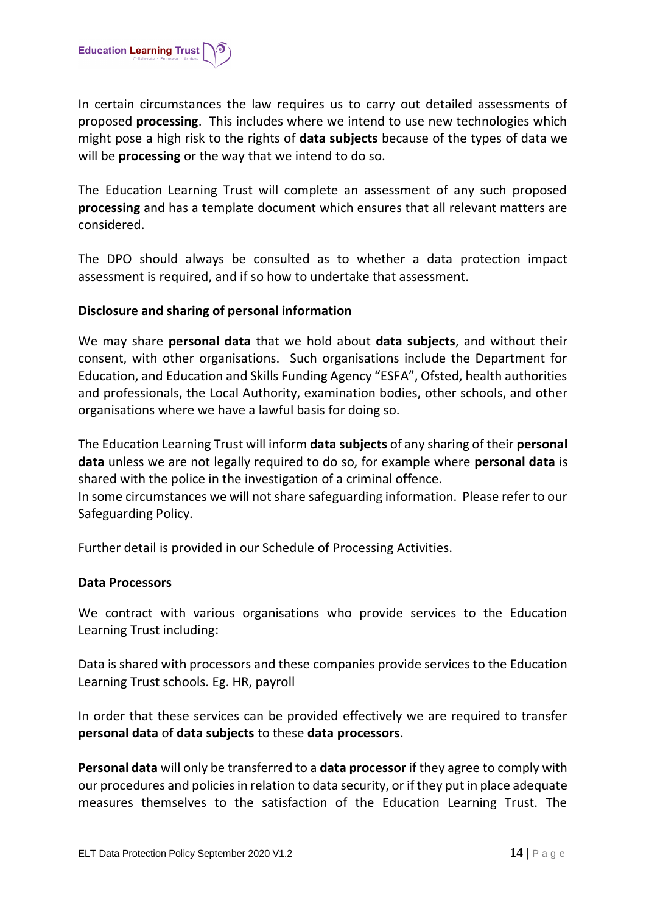In certain circumstances the law requires us to carry out detailed assessments of proposed **processing**. This includes where we intend to use new technologies which might pose a high risk to the rights of **data subjects** because of the types of data we will be **processing** or the way that we intend to do so.

The Education Learning Trust will complete an assessment of any such proposed **processing** and has a template document which ensures that all relevant matters are considered.

The DPO should always be consulted as to whether a data protection impact assessment is required, and if so how to undertake that assessment.

**Disclosure and sharing of personal information**

We may share **personal data** that we hold about **data subjects**, and without their consent, with other organisations. Such organisations include the Department for Education, and Education and Skills Funding Agency "ESFA", Ofsted, health authorities and professionals, the Local Authority, examination bodies, other schools, and other organisations where we have a lawful basis for doing so.

The Education Learning Trust will inform **data subjects** of any sharing of their **personal data** unless we are not legally required to do so, for example where **personal data** is shared with the police in the investigation of a criminal offence.
In some circumstances we will not share safeguarding information. Please refer to our Safeguarding Policy.

Further detail is provided in our Schedule of Processing Activities.

**Data Processors**

We contract with various organisations who provide services to the Education Learning Trust including:

Data is shared with processors and these companies provide services to the Education Learning Trust schools. Eg. HR, payroll

In order that these services can be provided effectively we are required to transfer **personal data** of **data subjects** to these **data processors**.

**Personal data** will only be transferred to a **data processor** if they agree to comply with our procedures and policies in relation to data security, or if they put in place adequate measures themselves to the satisfaction of the Education Learning Trust. The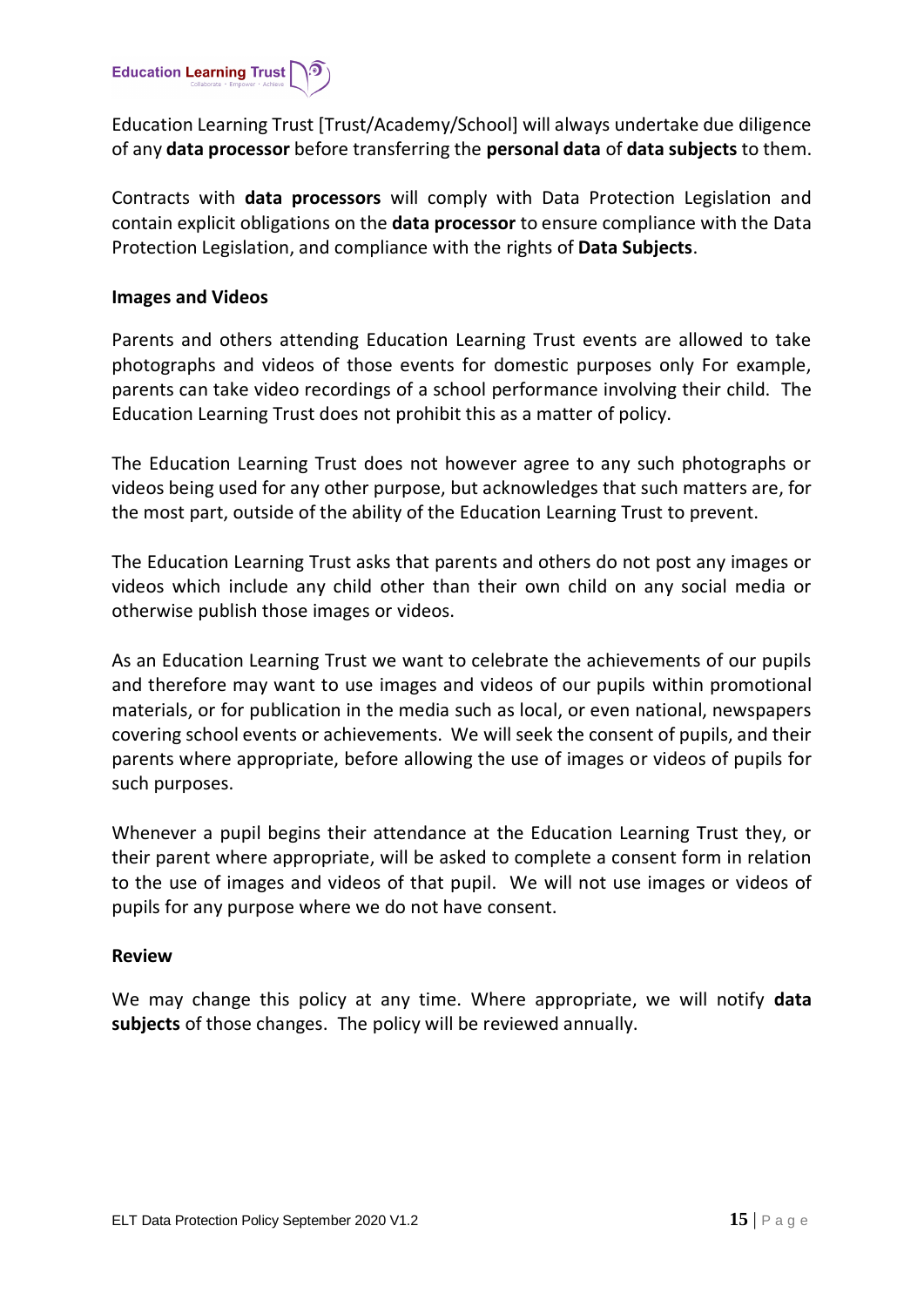Education Learning Trust [Trust/Academy/School] will always undertake due diligence of any **data processor** before transferring the **personal data** of **data subjects** to them.

Contracts with **data processors** will comply with Data Protection Legislation and contain explicit obligations on the **data processor** to ensure compliance with the Data Protection Legislation, and compliance with the rights of **Data Subjects**.

**Images and Videos**

Parents and others attending Education Learning Trust events are allowed to take photographs and videos of those events for domestic purposes only For example, parents can take video recordings of a school performance involving their child. The Education Learning Trust does not prohibit this as a matter of policy.

The Education Learning Trust does not however agree to any such photographs or videos being used for any other purpose, but acknowledges that such matters are, for the most part, outside of the ability of the Education Learning Trust to prevent.

The Education Learning Trust asks that parents and others do not post any images or videos which include any child other than their own child on any social media or otherwise publish those images or videos.

As an Education Learning Trust we want to celebrate the achievements of our pupils and therefore may want to use images and videos of our pupils within promotional materials, or for publication in the media such as local, or even national, newspapers covering school events or achievements. We will seek the consent of pupils, and their parents where appropriate, before allowing the use of images or videos of pupils for such purposes.

Whenever a pupil begins their attendance at the Education Learning Trust they, or their parent where appropriate, will be asked to complete a consent form in relation to the use of images and videos of that pupil. We will not use images or videos of pupils for any purpose where we do not have consent.

**Review**

We may change this policy at any time. Where appropriate, we will notify **data subjects** of those changes. The policy will be reviewed annually.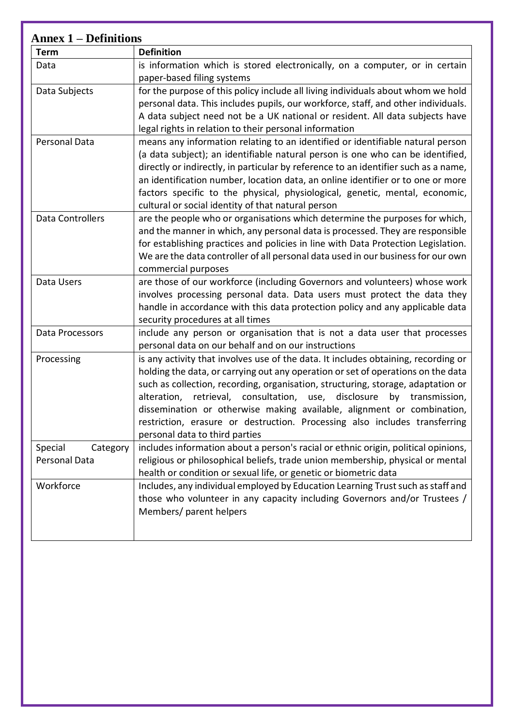## Annex 1 – Definitions

| Term | Definition |
|---|---|
| Data | is information which is stored electronically, on a computer, or in certain paper-based filing systems |
| Data Subjects | for the purpose of this policy include all living individuals about whom we hold personal data. This includes pupils, our workforce, staff, and other individuals. A data subject need not be a UK national or resident. All data subjects have legal rights in relation to their personal information |
| Personal Data | means any information relating to an identified or identifiable natural person (a data subject); an identifiable natural person is one who can be identified, directly or indirectly, in particular by reference to an identifier such as a name, an identification number, location data, an online identifier or to one or more factors specific to the physical, physiological, genetic, mental, economic, cultural or social identity of that natural person |
| Data Controllers | are the people who or organisations which determine the purposes for which, and the manner in which, any personal data is processed. They are responsible for establishing practices and policies in line with Data Protection Legislation. We are the data controller of all personal data used in our business for our own commercial purposes |
| Data Users | are those of our workforce (including Governors and volunteers) whose work involves processing personal data. Data users must protect the data they handle in accordance with this data protection policy and any applicable data security procedures at all times |
| Data Processors | include any person or organisation that is not a data user that processes personal data on our behalf and on our instructions |
| Processing | is any activity that involves use of the data. It includes obtaining, recording or holding the data, or carrying out any operation or set of operations on the data such as collection, recording, organisation, structuring, storage, adaptation or alteration, retrieval, consultation, use, disclosure by transmission, dissemination or otherwise making available, alignment or combination, restriction, erasure or destruction. Processing also includes transferring personal data to third parties |
| Special Category Personal Data | includes information about a person's racial or ethnic origin, political opinions, religious or philosophical beliefs, trade union membership, physical or mental health or condition or sexual life, or genetic or biometric data |
| Workforce | Includes, any individual employed by Education Learning Trust such as staff and those who volunteer in any capacity including Governors and/or Trustees / Members/ parent helpers |